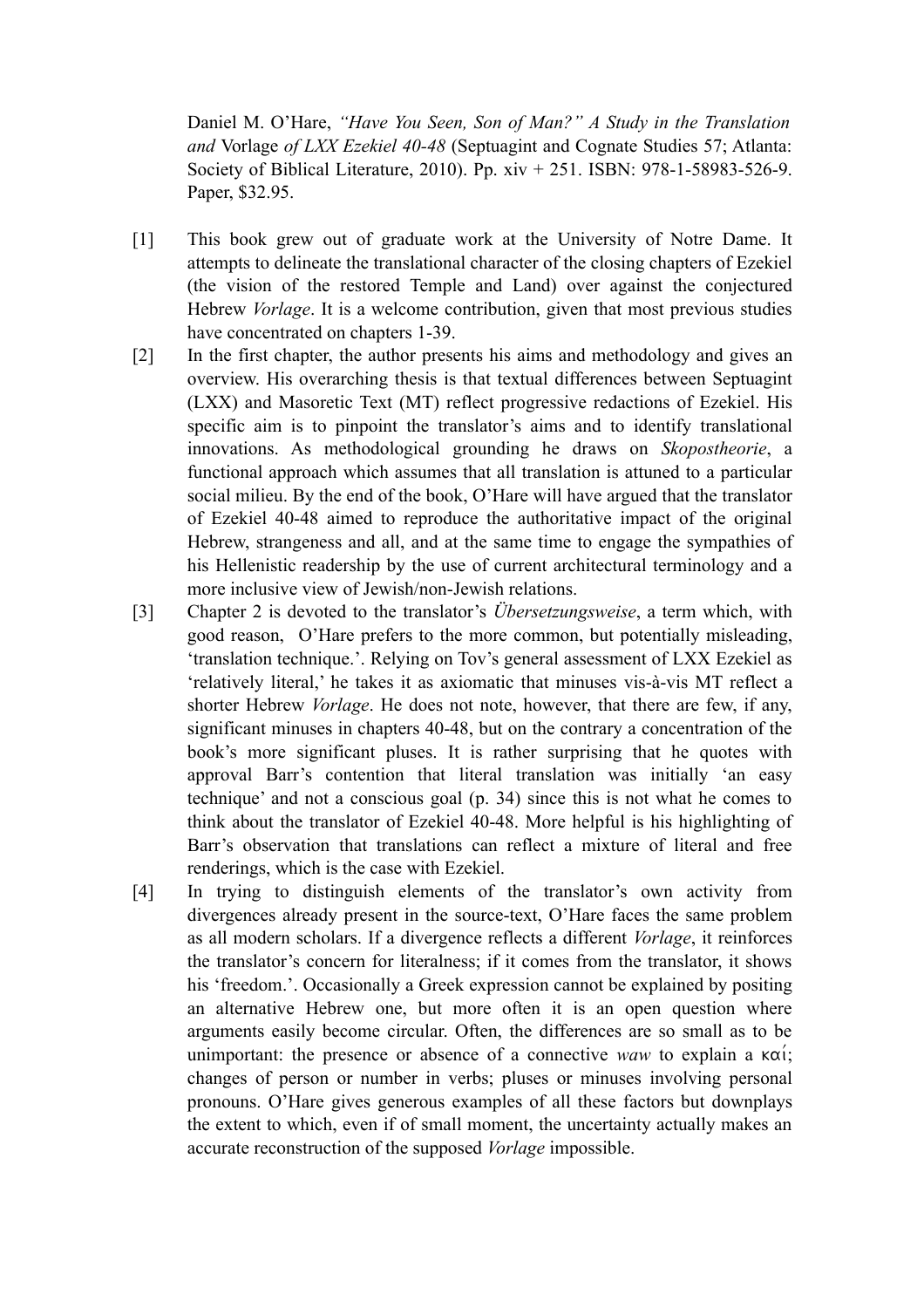Daniel M. O'Hare, *"Have You Seen, Son of Man?" A Study in the Translation and* Vorlage *of LXX Ezekiel 40-48* (Septuagint and Cognate Studies 57; Atlanta: Society of Biblical Literature, 2010). Pp. xiv + 251. ISBN: 978-1-58983-526-9. Paper, $32.95.

[1] This book grew out of graduate work at the University of Notre Dame. It attempts to delineate the translational character of the closing chapters of Ezekiel (the vision of the restored Temple and Land) over against the conjectured Hebrew *Vorlage*. It is a welcome contribution, given that most previous studies have concentrated on chapters 1-39.

[2] In the first chapter, the author presents his aims and methodology and gives an overview. His overarching thesis is that textual differences between Septuagint (LXX) and Masoretic Text (MT) reflect progressive redactions of Ezekiel. His specific aim is to pinpoint the translator's aims and to identify translational innovations. As methodological grounding he draws on *Skopostheorie*, a functional approach which assumes that all translation is attuned to a particular social milieu. By the end of the book, O'Hare will have argued that the translator of Ezekiel 40-48 aimed to reproduce the authoritative impact of the original Hebrew, strangeness and all, and at the same time to engage the sympathies of his Hellenistic readership by the use of current architectural terminology and a more inclusive view of Jewish/non-Jewish relations.

[3] Chapter 2 is devoted to the translator's *Übersetzungsweise*, a term which, with good reason, O'Hare prefers to the more common, but potentially misleading, 'translation technique.'. Relying on Tov's general assessment of LXX Ezekiel as 'relatively literal,' he takes it as axiomatic that minuses vis-à-vis MT reflect a shorter Hebrew *Vorlage*. He does not note, however, that there are few, if any, significant minuses in chapters 40-48, but on the contrary a concentration of the book's more significant pluses. It is rather surprising that he quotes with approval Barr's contention that literal translation was initially 'an easy technique' and not a conscious goal (p. 34) since this is not what he comes to think about the translator of Ezekiel 40-48. More helpful is his highlighting of Barr's observation that translations can reflect a mixture of literal and free renderings, which is the case with Ezekiel.

[4] In trying to distinguish elements of the translator's own activity from divergences already present in the source-text, O'Hare faces the same problem as all modern scholars. If a divergence reflects a different *Vorlage*, it reinforces the translator's concern for literalness; if it comes from the translator, it shows his 'freedom.'. Occasionally a Greek expression cannot be explained by positing an alternative Hebrew one, but more often it is an open question where arguments easily become circular. Often, the differences are so small as to be unimportant: the presence or absence of a connective *waw* to explain a καί; changes of person or number in verbs; pluses or minuses involving personal pronouns. O'Hare gives generous examples of all these factors but downplays the extent to which, even if of small moment, the uncertainty actually makes an accurate reconstruction of the supposed *Vorlage* impossible.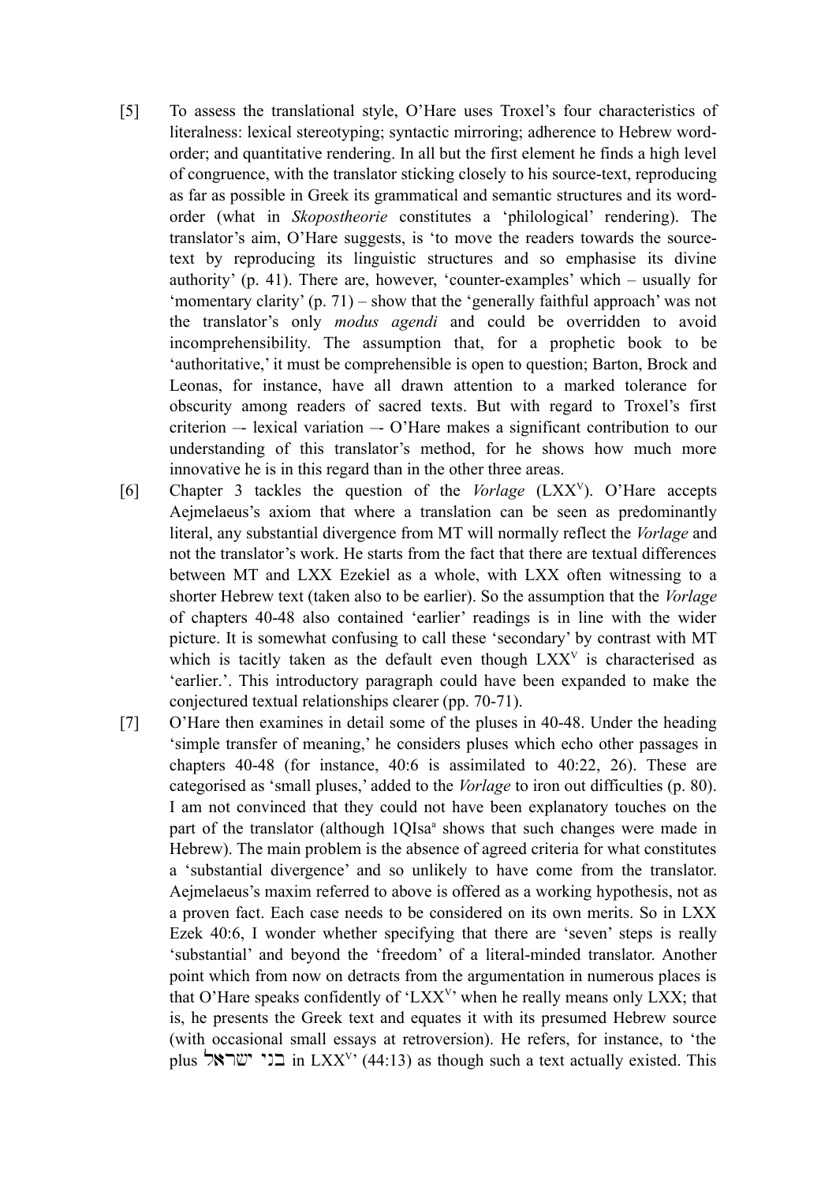[5] To assess the translational style, O'Hare uses Troxel's four characteristics of literalness: lexical stereotyping; syntactic mirroring; adherence to Hebrew word-order; and quantitative rendering. In all but the first element he finds a high level of congruence, with the translator sticking closely to his source-text, reproducing as far as possible in Greek its grammatical and semantic structures and its word-order (what in *Skopostheorie* constitutes a 'philological' rendering). The translator's aim, O'Hare suggests, is 'to move the readers towards the source-text by reproducing its linguistic structures and so emphasise its divine authority' (p. 41). There are, however, 'counter-examples' which – usually for 'momentary clarity' (p. 71) – show that the 'generally faithful approach' was not the translator's only *modus agendi* and could be overridden to avoid incomprehensibility. The assumption that, for a prophetic book to be 'authoritative,' it must be comprehensible is open to question; Barton, Brock and Leonas, for instance, have all drawn attention to a marked tolerance for obscurity among readers of sacred texts. But with regard to Troxel's first criterion –- lexical variation –- O'Hare makes a significant contribution to our understanding of this translator's method, for he shows how much more innovative he is in this regard than in the other three areas.

[6] Chapter 3 tackles the question of the *Vorlage* (LXX[V]). O'Hare accepts Aejmelaeus's axiom that where a translation can be seen as predominantly literal, any substantial divergence from MT will normally reflect the *Vorlage* and not the translator's work. He starts from the fact that there are textual differences between MT and LXX Ezekiel as a whole, with LXX often witnessing to a shorter Hebrew text (taken also to be earlier). So the assumption that the *Vorlage* of chapters 40-48 also contained 'earlier' readings is in line with the wider picture. It is somewhat confusing to call these 'secondary' by contrast with MT which is tacitly taken as the default even though LXX[V] is characterised as 'earlier.'. This introductory paragraph could have been expanded to make the conjectured textual relationships clearer (pp. 70-71).

[7] O'Hare then examines in detail some of the pluses in 40-48. Under the heading 'simple transfer of meaning,' he considers pluses which echo other passages in chapters 40-48 (for instance, 40:6 is assimilated to 40:22, 26). These are categorised as 'small pluses,' added to the *Vorlage* to iron out difficulties (p. 80). I am not convinced that they could not have been explanatory touches on the part of the translator (although 1QIsa[a] shows that such changes were made in Hebrew). The main problem is the absence of agreed criteria for what constitutes a 'substantial divergence' and so unlikely to have come from the translator. Aejmelaeus's maxim referred to above is offered as a working hypothesis, not as a proven fact. Each case needs to be considered on its own merits. So in LXX Ezek 40:6, I wonder whether specifying that there are 'seven' steps is really 'substantial' and beyond the 'freedom' of a literal-minded translator. Another point which from now on detracts from the argumentation in numerous places is that O'Hare speaks confidently of 'LXX[V]' when he really means only LXX; that is, he presents the Greek text and equates it with its presumed Hebrew source (with occasional small essays at retroversion). He refers, for instance, to 'the plus בני ישראל in LXX[V]' (44:13) as though such a text actually existed. This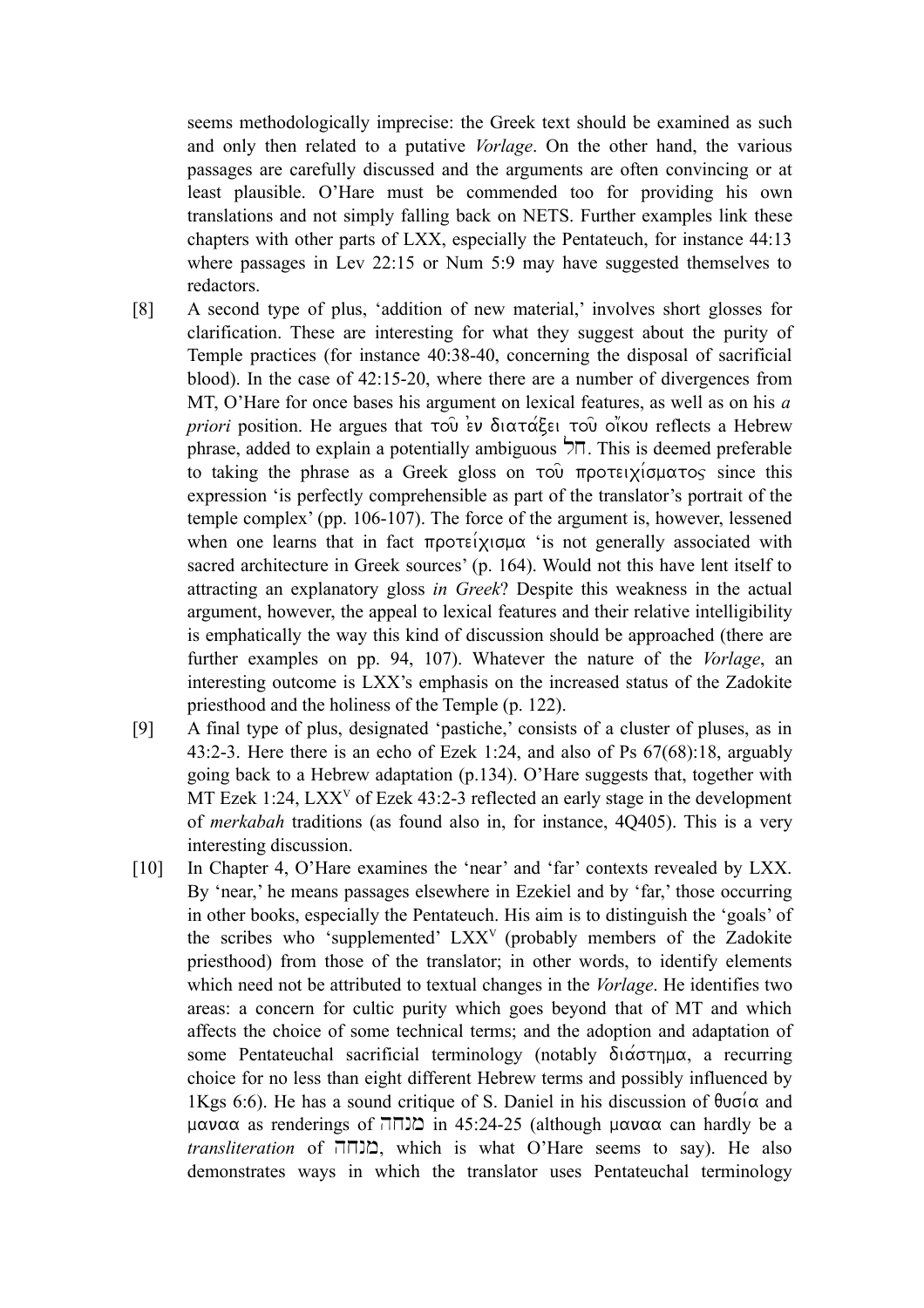seems methodologically imprecise: the Greek text should be examined as such and only then related to a putative *Vorlage*. On the other hand, the various passages are carefully discussed and the arguments are often convincing or at least plausible. O'Hare must be commended too for providing his own translations and not simply falling back on NETS. Further examples link these chapters with other parts of LXX, especially the Pentateuch, for instance 44:13 where passages in Lev 22:15 or Num 5:9 may have suggested themselves to redactors.

[8] A second type of plus, 'addition of new material,' involves short glosses for clarification. These are interesting for what they suggest about the purity of Temple practices (for instance 40:38-40, concerning the disposal of sacrificial blood). In the case of 42:15-20, where there are a number of divergences from MT, O'Hare for once bases his argument on lexical features, as well as on his *a priori* position. He argues that τοῦ ἐν διατάξει τοῦ οἴκου reflects a Hebrew phrase, added to explain a potentially ambiguous חל. This is deemed preferable to taking the phrase as a Greek gloss on τοῦ προτειχίσματος since this expression 'is perfectly comprehensible as part of the translator's portrait of the temple complex' (pp. 106-107). The force of the argument is, however, lessened when one learns that in fact προτείχισμα 'is not generally associated with sacred architecture in Greek sources' (p. 164). Would not this have lent itself to attracting an explanatory gloss *in Greek*? Despite this weakness in the actual argument, however, the appeal to lexical features and their relative intelligibility is emphatically the way this kind of discussion should be approached (there are further examples on pp. 94, 107). Whatever the nature of the *Vorlage*, an interesting outcome is LXX's emphasis on the increased status of the Zadokite priesthood and the holiness of the Temple (p. 122).

[9] A final type of plus, designated 'pastiche,' consists of a cluster of pluses, as in 43:2-3. Here there is an echo of Ezek 1:24, and also of Ps 67(68):18, arguably going back to a Hebrew adaptation (p.134). O'Hare suggests that, together with MT Ezek 1:24, LXX[V] of Ezek 43:2-3 reflected an early stage in the development of *merkabah* traditions (as found also in, for instance, 4Q405). This is a very interesting discussion.

[10] In Chapter 4, O'Hare examines the 'near' and 'far' contexts revealed by LXX. By 'near,' he means passages elsewhere in Ezekiel and by 'far,' those occurring in other books, especially the Pentateuch. His aim is to distinguish the 'goals' of the scribes who 'supplemented' LXX[V] (probably members of the Zadokite priesthood) from those of the translator; in other words, to identify elements which need not be attributed to textual changes in the *Vorlage*. He identifies two areas: a concern for cultic purity which goes beyond that of MT and which affects the choice of some technical terms; and the adoption and adaptation of some Pentateuchal sacrificial terminology (notably διάστημα, a recurring choice for no less than eight different Hebrew terms and possibly influenced by 1Kgs 6:6). He has a sound critique of S. Daniel in his discussion of θυσία and μαναα as renderings of מנחה in 45:24-25 (although μαναα can hardly be a *transliteration* of מנחה, which is what O'Hare seems to say). He also demonstrates ways in which the translator uses Pentateuchal terminology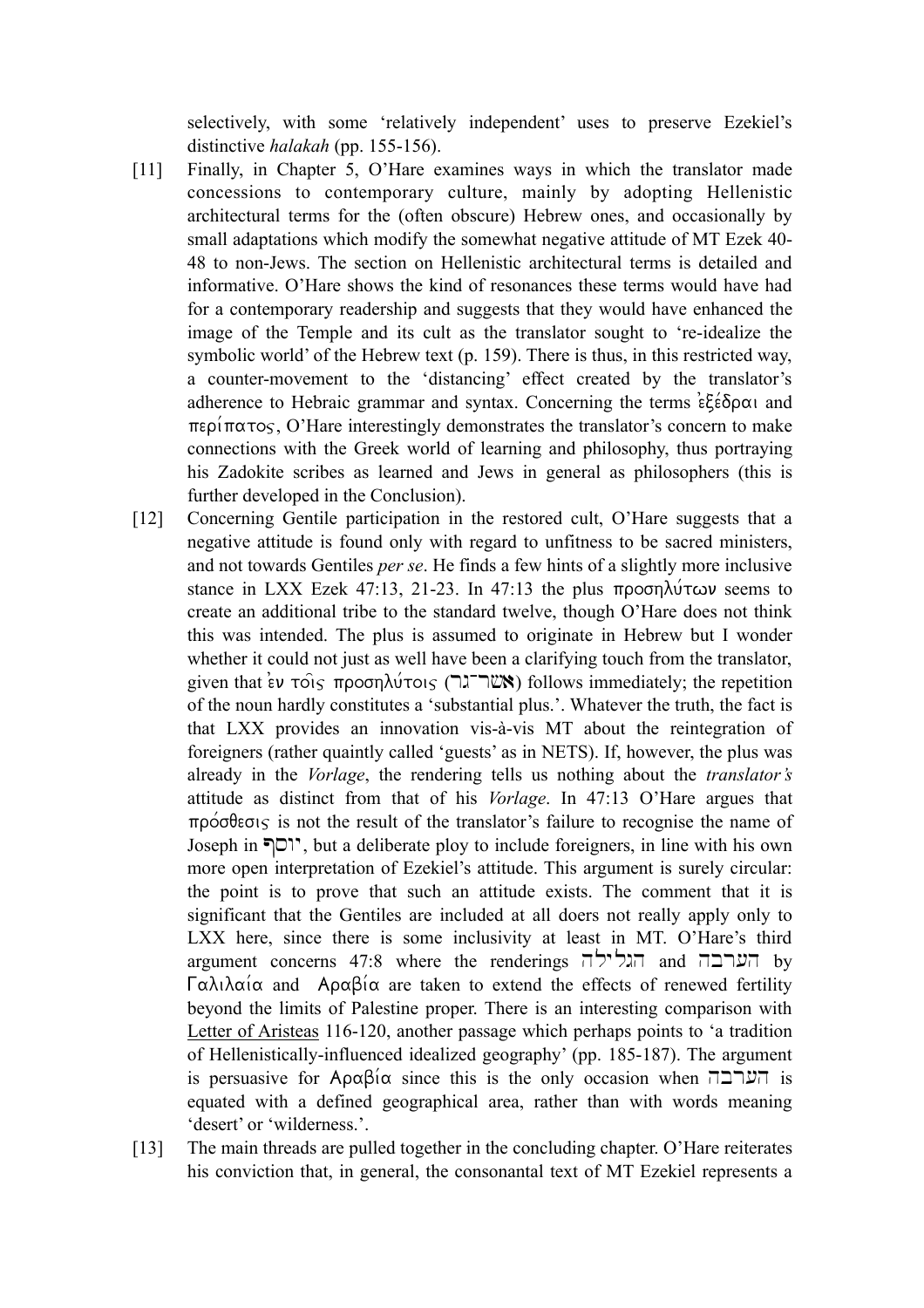selectively, with some 'relatively independent' uses to preserve Ezekiel's distinctive *halakah* (pp. 155-156).

[11] Finally, in Chapter 5, O'Hare examines ways in which the translator made concessions to contemporary culture, mainly by adopting Hellenistic architectural terms for the (often obscure) Hebrew ones, and occasionally by small adaptations which modify the somewhat negative attitude of MT Ezek 40-48 to non-Jews. The section on Hellenistic architectural terms is detailed and informative. O'Hare shows the kind of resonances these terms would have had for a contemporary readership and suggests that they would have enhanced the image of the Temple and its cult as the translator sought to 're-idealize the symbolic world' of the Hebrew text (p. 159). There is thus, in this restricted way, a counter-movement to the 'distancing' effect created by the translator's adherence to Hebraic grammar and syntax. Concerning the terms ἐξέδραι and περίπατος, O'Hare interestingly demonstrates the translator's concern to make connections with the Greek world of learning and philosophy, thus portraying his Zadokite scribes as learned and Jews in general as philosophers (this is further developed in the Conclusion).

[12] Concerning Gentile participation in the restored cult, O'Hare suggests that a negative attitude is found only with regard to unfitness to be sacred ministers, and not towards Gentiles *per se*. He finds a few hints of a slightly more inclusive stance in LXX Ezek 47:13, 21-23. In 47:13 the plus προσηλύτων seems to create an additional tribe to the standard twelve, though O'Hare does not think this was intended. The plus is assumed to originate in Hebrew but I wonder whether it could not just as well have been a clarifying touch from the translator, given that ἐν τοῖς προσηλύτοις (אשר־גר) follows immediately; the repetition of the noun hardly constitutes a 'substantial plus.'. Whatever the truth, the fact is that LXX provides an innovation vis-à-vis MT about the reintegration of foreigners (rather quaintly called 'guests' as in NETS). If, however, the plus was already in the *Vorlage*, the rendering tells us nothing about the *translator's* attitude as distinct from that of his *Vorlage*. In 47:13 O'Hare argues that πρόσθεσις is not the result of the translator's failure to recognise the name of Joseph in יוסף, but a deliberate ploy to include foreigners, in line with his own more open interpretation of Ezekiel's attitude. This argument is surely circular: the point is to prove that such an attitude exists. The comment that it is significant that the Gentiles are included at all doers not really apply only to LXX here, since there is some inclusivity at least in MT. O'Hare's third argument concerns 47:8 where the renderings הגלילה and הערבה by Γαλιλαία and Αραβία are taken to extend the effects of renewed fertility beyond the limits of Palestine proper. There is an interesting comparison with Letter of Aristeas 116-120, another passage which perhaps points to 'a tradition of Hellenistically-influenced idealized geography' (pp. 185-187). The argument is persuasive for Αραβία since this is the only occasion when הערבה is equated with a defined geographical area, rather than with words meaning 'desert' or 'wilderness.'.

[13] The main threads are pulled together in the concluding chapter. O'Hare reiterates his conviction that, in general, the consonantal text of MT Ezekiel represents a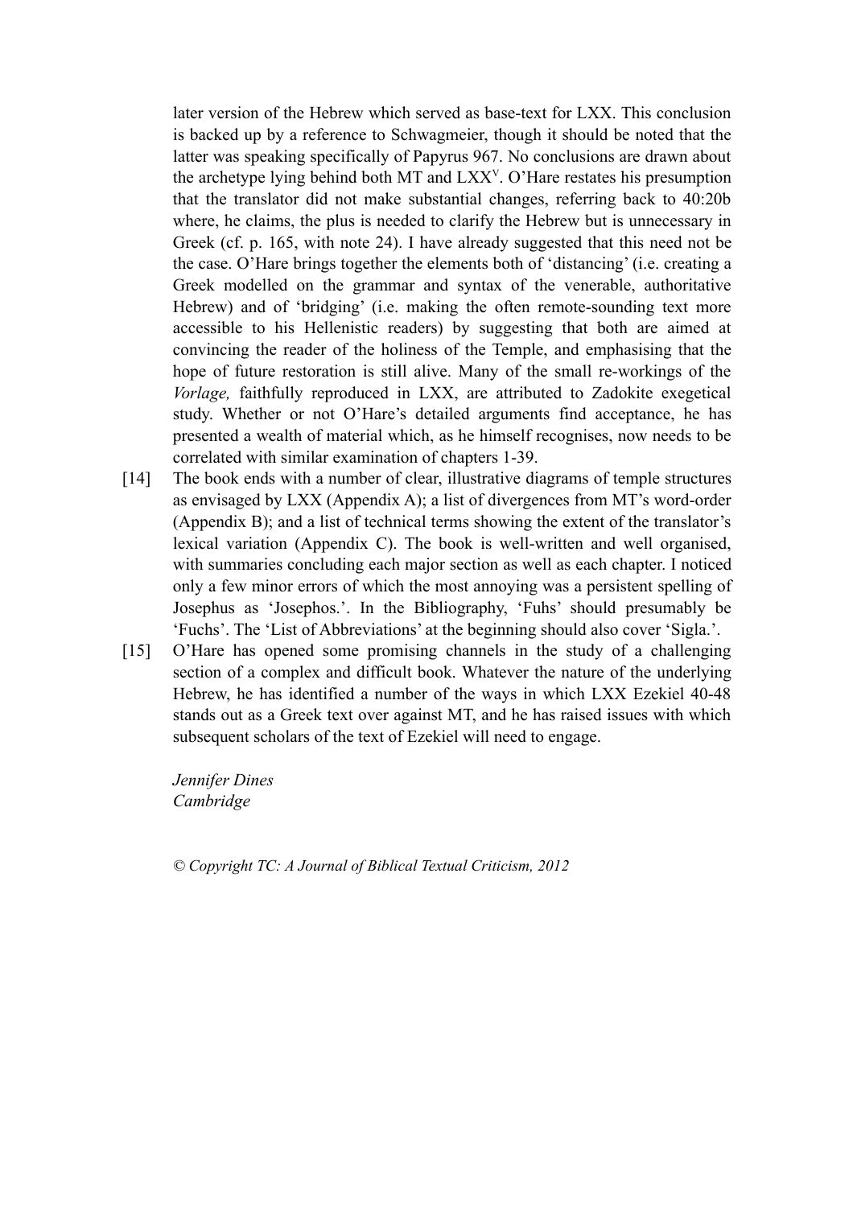later version of the Hebrew which served as base-text for LXX. This conclusion is backed up by a reference to Schwagmeier, though it should be noted that the latter was speaking specifically of Papyrus 967. No conclusions are drawn about the archetype lying behind both MT and LXX$^{V}$. O'Hare restates his presumption that the translator did not make substantial changes, referring back to 40:20b where, he claims, the plus is needed to clarify the Hebrew but is unnecessary in Greek (cf. p. 165, with note 24). I have already suggested that this need not be the case. O'Hare brings together the elements both of 'distancing' (i.e. creating a Greek modelled on the grammar and syntax of the venerable, authoritative Hebrew) and of 'bridging' (i.e. making the often remote-sounding text more accessible to his Hellenistic readers) by suggesting that both are aimed at convincing the reader of the holiness of the Temple, and emphasising that the hope of future restoration is still alive. Many of the small re-workings of the *Vorlage,* faithfully reproduced in LXX, are attributed to Zadokite exegetical study. Whether or not O'Hare's detailed arguments find acceptance, he has presented a wealth of material which, as he himself recognises, now needs to be correlated with similar examination of chapters 1-39.

[14] The book ends with a number of clear, illustrative diagrams of temple structures as envisaged by LXX (Appendix A); a list of divergences from MT's word-order (Appendix B); and a list of technical terms showing the extent of the translator's lexical variation (Appendix C). The book is well-written and well organised, with summaries concluding each major section as well as each chapter. I noticed only a few minor errors of which the most annoying was a persistent spelling of Josephus as 'Josephos.'. In the Bibliography, 'Fuhs' should presumably be 'Fuchs'. The 'List of Abbreviations' at the beginning should also cover 'Sigla.'.

[15] O'Hare has opened some promising channels in the study of a challenging section of a complex and difficult book. Whatever the nature of the underlying Hebrew, he has identified a number of the ways in which LXX Ezekiel 40-48 stands out as a Greek text over against MT, and he has raised issues with which subsequent scholars of the text of Ezekiel will need to engage.

*Jennifer Dines*
*Cambridge*

*© Copyright TC: A Journal of Biblical Textual Criticism, 2012*